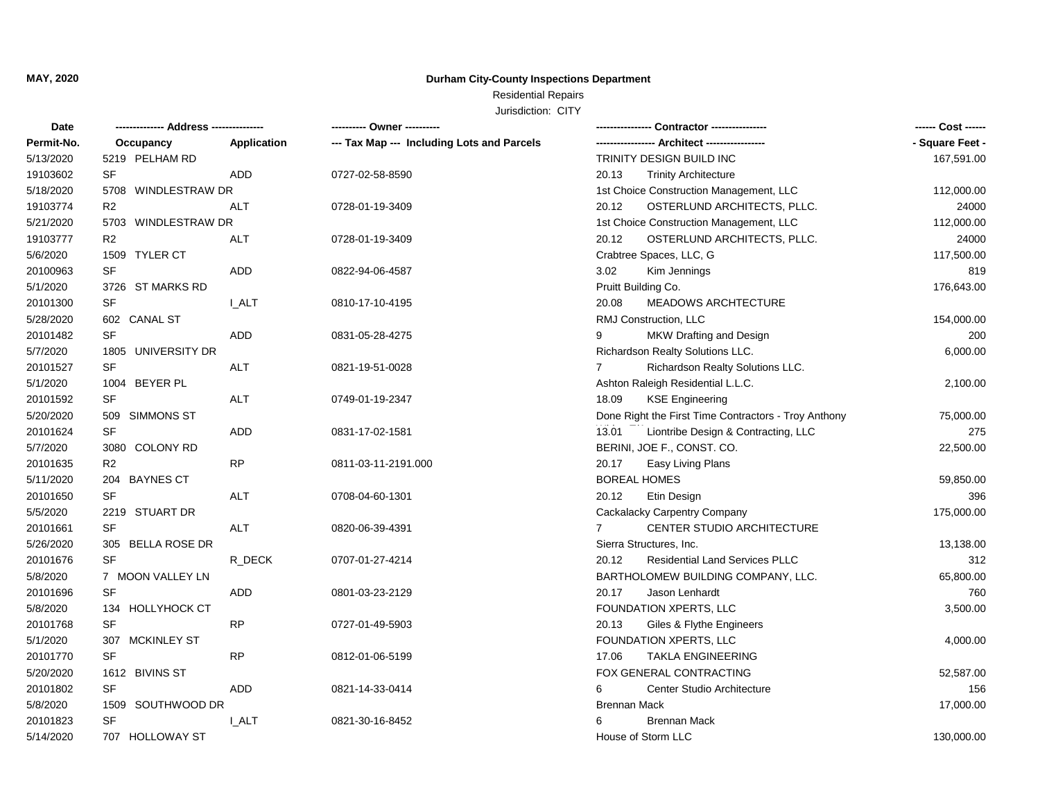**MAY, 2020**

# Durham City-County Inspections Department

Residential Repairs

Jurisdiction: CITY

| Date / Permit-No. | Address / Occupancy | Application | Owner / Tax Map --- Including Lots and Parcels | Contractor / Architect | Cost / Square Feet |
|---|---|---|---|---|---|
| 5/13/2020 | 5219 PELHAM RD | | | TRINITY DESIGN BUILD INC | 167,591.00 |
| 19103602 | SF | ADD | 0727-02-58-8590 | 20.13 Trinity Architecture | |
| 5/18/2020 | 5708 WINDLESTRAW DR | | | 1st Choice Construction Management, LLC | 112,000.00 |
| 19103774 | R2 | ALT | 0728-01-19-3409 | 20.12 OSTERLUND ARCHITECTS, PLLC. | 24000 |
| 5/21/2020 | 5703 WINDLESTRAW DR | | | 1st Choice Construction Management, LLC | 112,000.00 |
| 19103777 | R2 | ALT | 0728-01-19-3409 | 20.12 OSTERLUND ARCHITECTS, PLLC. | 24000 |
| 5/6/2020 | 1509 TYLER CT | | | Crabtree Spaces, LLC, G | 117,500.00 |
| 20100963 | SF | ADD | 0822-94-06-4587 | 3.02 Kim Jennings | 819 |
| 5/1/2020 | 3726 ST MARKS RD | | | Pruitt Building Co. | 176,643.00 |
| 20101300 | SF | I_ALT | 0810-17-10-4195 | 20.08 MEADOWS ARCHTECTURE | |
| 5/28/2020 | 602 CANAL ST | | | RMJ Construction, LLC | 154,000.00 |
| 20101482 | SF | ADD | 0831-05-28-4275 | 9 MKW Drafting and Design | 200 |
| 5/7/2020 | 1805 UNIVERSITY DR | | | Richardson Realty Solutions LLC. | 6,000.00 |
| 20101527 | SF | ALT | 0821-19-51-0028 | 7 Richardson Realty Solutions LLC. | |
| 5/1/2020 | 1004 BEYER PL | | | Ashton Raleigh Residential L.L.C. | 2,100.00 |
| 20101592 | SF | ALT | 0749-01-19-2347 | 18.09 KSE Engineering | |
| 5/20/2020 | 509 SIMMONS ST | | | Done Right the First Time Contractors - Troy Anthony | 75,000.00 |
| 20101624 | SF | ADD | 0831-17-02-1581 | 13.01 Liontribe Design & Contracting, LLC | 275 |
| 5/7/2020 | 3080 COLONY RD | | | BERINI, JOE F., CONST. CO. | 22,500.00 |
| 20101635 | R2 | RP | 0811-03-11-2191.000 | 20.17 Easy Living Plans | |
| 5/11/2020 | 204 BAYNES CT | | | BOREAL HOMES | 59,850.00 |
| 20101650 | SF | ALT | 0708-04-60-1301 | 20.12 Etin Design | 396 |
| 5/5/2020 | 2219 STUART DR | | | Cackalacky Carpentry Company | 175,000.00 |
| 20101661 | SF | ALT | 0820-06-39-4391 | 7 CENTER STUDIO ARCHITECTURE | |
| 5/26/2020 | 305 BELLA ROSE DR | | | Sierra Structures, Inc. | 13,138.00 |
| 20101676 | SF | R_DECK | 0707-01-27-4214 | 20.12 Residential Land Services PLLC | 312 |
| 5/8/2020 | 7 MOON VALLEY LN | | | BARTHOLOMEW BUILDING COMPANY, LLC. | 65,800.00 |
| 20101696 | SF | ADD | 0801-03-23-2129 | 20.17 Jason Lenhardt | 760 |
| 5/8/2020 | 134 HOLLYHOCK CT | | | FOUNDATION XPERTS, LLC | 3,500.00 |
| 20101768 | SF | RP | 0727-01-49-5903 | 20.13 Giles & Flythe Engineers | |
| 5/1/2020 | 307 MCKINLEY ST | | | FOUNDATION XPERTS, LLC | 4,000.00 |
| 20101770 | SF | RP | 0812-01-06-5199 | 17.06 TAKLA ENGINEERING | |
| 5/20/2020 | 1612 BIVINS ST | | | FOX GENERAL CONTRACTING | 52,587.00 |
| 20101802 | SF | ADD | 0821-14-33-0414 | 6 Center Studio Architecture | 156 |
| 5/8/2020 | 1509 SOUTHWOOD DR | | | Brennan Mack | 17,000.00 |
| 20101823 | SF | I_ALT | 0821-30-16-8452 | 6 Brennan Mack | |
| 5/14/2020 | 707 HOLLOWAY ST | | | House of Storm LLC | 130,000.00 |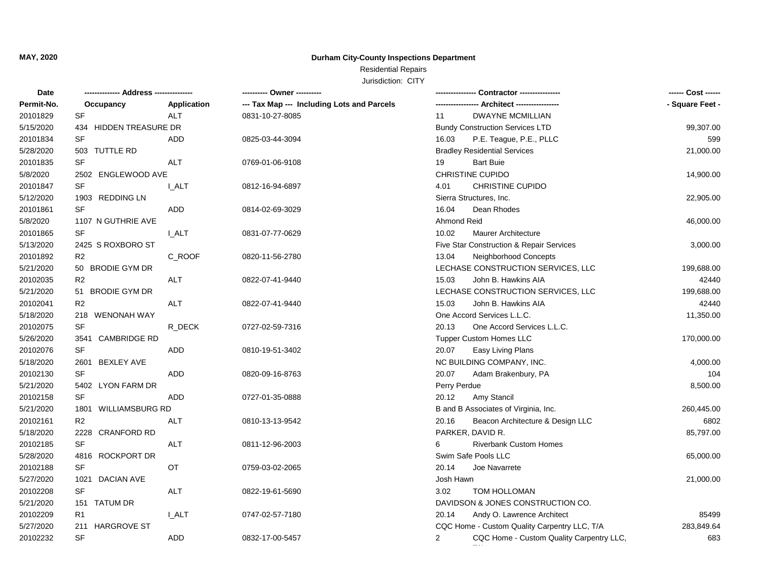**MAY, 2020**

**Durham City-County Inspections Department**

Residential Repairs

Jurisdiction: CITY

| Date / Permit-No. | Address: Occupancy | Application | Owner: Tax Map (Including Lots and Parcels) | Contractor / Architect | | Cost / Square Feet |
|---|---|---|---|---|---|---|
| 20101829 | SF | ALT | 0831-10-27-8085 | 11 | DWAYNE MCMILLIAN | |
| 5/15/2020 | 434 HIDDEN TREASURE DR | | | Bundy Construction Services LTD | | 99,307.00 |
| 20101834 | SF | ADD | 0825-03-44-3094 | 16.03 | P.E. Teague, P.E., PLLC | 599 |
| 5/28/2020 | 503 TUTTLE RD | | | Bradley Residential Services | | 21,000.00 |
| 20101835 | SF | ALT | 0769-01-06-9108 | 19 | Bart Buie | |
| 5/8/2020 | 2502 ENGLEWOOD AVE | | | CHRISTINE CUPIDO | | 14,900.00 |
| 20101847 | SF | I_ALT | 0812-16-94-6897 | 4.01 | CHRISTINE CUPIDO | |
| 5/12/2020 | 1903 REDDING LN | | | Sierra Structures, Inc. | | 22,905.00 |
| 20101861 | SF | ADD | 0814-02-69-3029 | 16.04 | Dean Rhodes | |
| 5/8/2020 | 1107 N GUTHRIE AVE | | | Ahmond Reid | | 46,000.00 |
| 20101865 | SF | I_ALT | 0831-07-77-0629 | 10.02 | Maurer Architecture | |
| 5/13/2020 | 2425 S ROXBORO ST | | | Five Star Construction & Repair Services | | 3,000.00 |
| 20101892 | R2 | C_ROOF | 0820-11-56-2780 | 13.04 | Neighborhood Concepts | |
| 5/21/2020 | 50 BRODIE GYM DR | | | LECHASE CONSTRUCTION SERVICES, LLC | | 199,688.00 |
| 20102035 | R2 | ALT | 0822-07-41-9440 | 15.03 | John B. Hawkins AIA | 42440 |
| 5/21/2020 | 51 BRODIE GYM DR | | | LECHASE CONSTRUCTION SERVICES, LLC | | 199,688.00 |
| 20102041 | R2 | ALT | 0822-07-41-9440 | 15.03 | John B. Hawkins AIA | 42440 |
| 5/18/2020 | 218 WENONAH WAY | | | One Accord Services L.L.C. | | 11,350.00 |
| 20102075 | SF | R_DECK | 0727-02-59-7316 | 20.13 | One Accord Services L.L.C. | |
| 5/26/2020 | 3541 CAMBRIDGE RD | | | Tupper Custom Homes LLC | | 170,000.00 |
| 20102076 | SF | ADD | 0810-19-51-3402 | 20.07 | Easy Living Plans | |
| 5/18/2020 | 2601 BEXLEY AVE | | | NC BUILDING COMPANY, INC. | | 4,000.00 |
| 20102130 | SF | ADD | 0820-09-16-8763 | 20.07 | Adam Brakenbury, PA | 104 |
| 5/21/2020 | 5402 LYON FARM DR | | | Perry Perdue | | 8,500.00 |
| 20102158 | SF | ADD | 0727-01-35-0888 | 20.12 | Amy Stancil | |
| 5/21/2020 | 1801 WILLIAMSBURG RD | | | B and B Associates of Virginia, Inc. | | 260,445.00 |
| 20102161 | R2 | ALT | 0810-13-13-9542 | 20.16 | Beacon Architecture & Design LLC | 6802 |
| 5/18/2020 | 2228 CRANFORD RD | | | PARKER, DAVID R. | | 85,797.00 |
| 20102185 | SF | ALT | 0811-12-96-2003 | 6 | Riverbank Custom Homes | |
| 5/28/2020 | 4816 ROCKPORT DR | | | Swim Safe Pools LLC | | 65,000.00 |
| 20102188 | SF | OT | 0759-03-02-2065 | 20.14 | Joe Navarrete | |
| 5/27/2020 | 1021 DACIAN AVE | | | Josh Hawn | | 21,000.00 |
| 20102208 | SF | ALT | 0822-19-61-5690 | 3.02 | TOM HOLLOMAN | |
| 5/21/2020 | 151 TATUM DR | | | DAVIDSON & JONES CONSTRUCTION CO. | | |
| 20102209 | R1 | I_ALT | 0747-02-57-7180 | 20.14 | Andy O. Lawrence Architect | 85499 |
| 5/27/2020 | 211 HARGROVE ST | | | CQC Home - Custom Quality Carpentry LLC, T/A | | 283,849.64 |
| 20102232 | SF | ADD | 0832-17-00-5457 | 2 | CQC Home - Custom Quality Carpentry LLC, | 683 |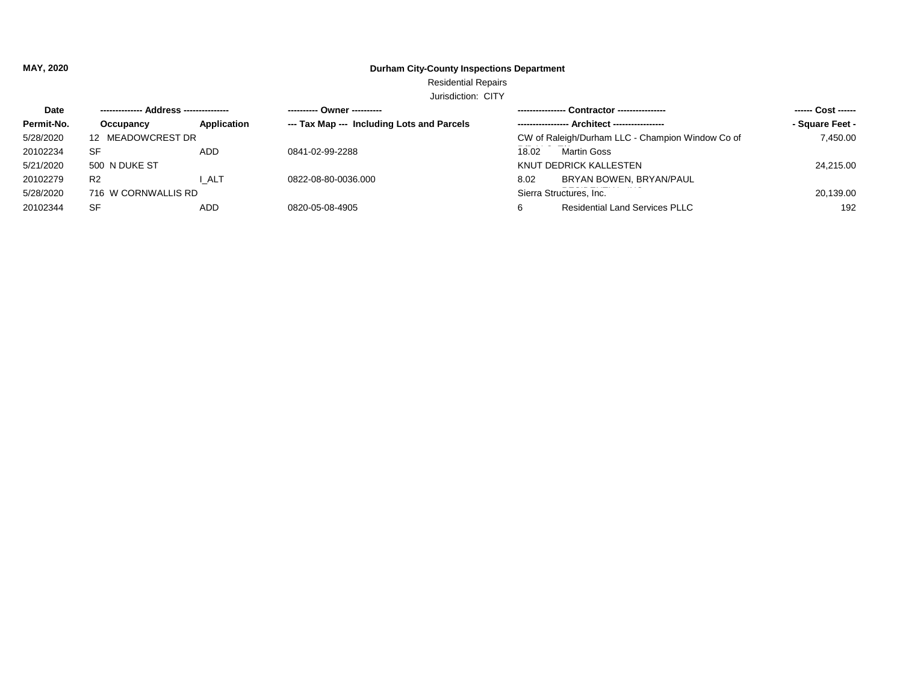**MAY, 2020**

**Durham City-County Inspections Department**

Residential Repairs

Jurisdiction: CITY

| Date | -------------- Address --------------- | | ---------- Owner ---------- | ---------------- Contractor ---------------- | | ------ Cost ------ |
|---|---|---|---|---|---|---|
| Permit-No. | Occupancy | Application | --- Tax Map --- Including Lots and Parcels | ----------------- Architect ----------------- | | - Square Feet - |
| 5/28/2020 | 12 MEADOWCREST DR | | | CW of Raleigh/Durham LLC - Champion Window Co of | | 7,450.00 |
| 20102234 | SF | ADD | 0841-02-99-2288 | 18.02 | Martin Goss | |
| 5/21/2020 | 500 N DUKE ST | | | KNUT DEDRICK KALLESTEN | | 24,215.00 |
| 20102279 | R2 | I_ALT | 0822-08-80-0036.000 | 8.02 | BRYAN BOWEN, BRYAN/PAUL | |
| 5/28/2020 | 716 W CORNWALLIS RD | | | Sierra Structures, Inc. | | 20,139.00 |
| 20102344 | SF | ADD | 0820-05-08-4905 | 6 | Residential Land Services PLLC | 192 |